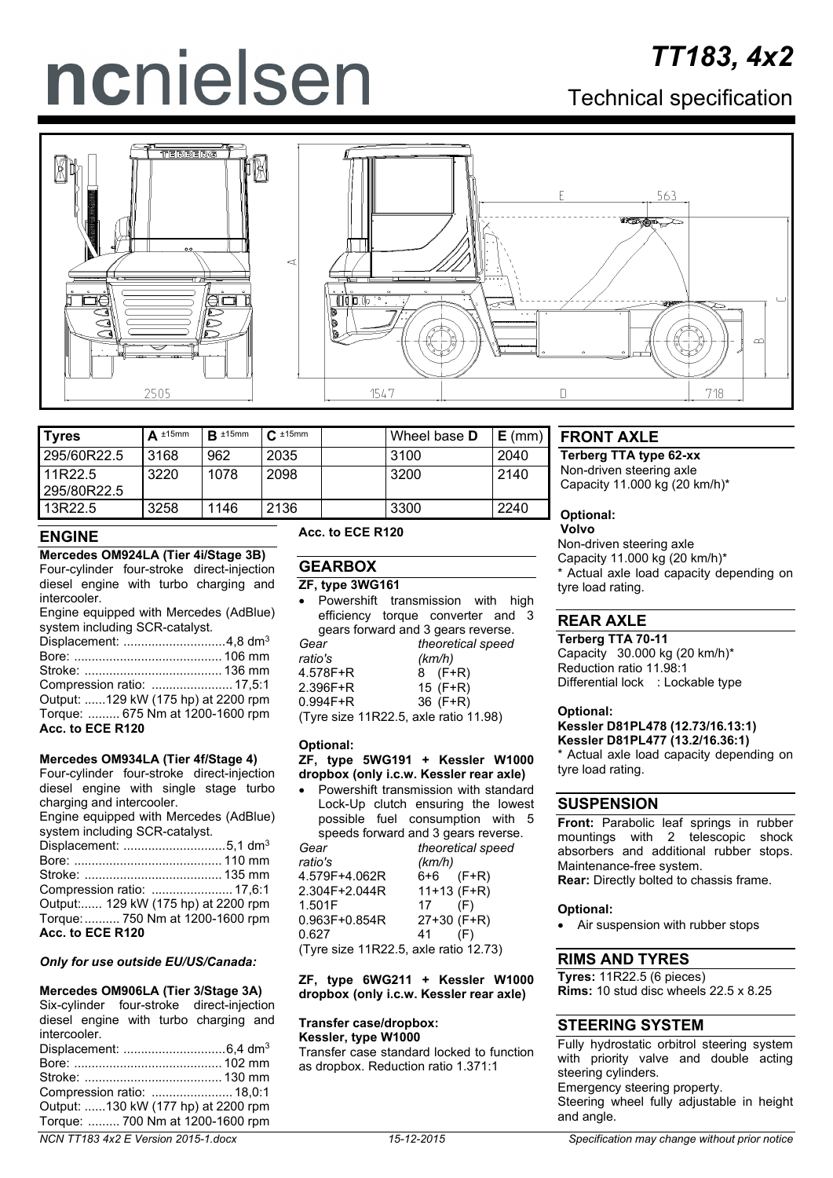# ncnielsen

# TT183, 4x2

## Technical specification

| Tyres | A ±15mm | B ±15mm | C ±15mm | | Wheel base D | E (mm) |
|---|---|---|---|---|---|---|
| 295/60R22.5 | 3168 | 962 | 2035 | | 3100 | 2040 |
| 11R22.5 295/80R22.5 | 3220 | 1078 | 2098 | | 3200 | 2140 |
| 13R22.5 | 3258 | 1146 | 2136 | | 3300 | 2240 |

## ENGINE

**Mercedes OM924LA (Tier 4i/Stage 3B)**

Four-cylinder four-stroke direct-injection diesel engine with turbo charging and intercooler.

Engine equipped with Mercedes (AdBlue) system including SCR-catalyst.

Displacement: ............................4,8 dm$^3$
Bore: .......................................... 106 mm
Stroke: ...................................... 136 mm
Compression ratio: ....................... 17,5:1
Output: ......129 kW (175 hp) at 2200 rpm
Torque: ......... 675 Nm at 1200-1600 rpm

**Acc. to ECE R120**

**Mercedes OM934LA (Tier 4f/Stage 4)**

Four-cylinder four-stroke direct-injection diesel engine with single stage turbo charging and intercooler.

Engine equipped with Mercedes (AdBlue) system including SCR-catalyst.

Displacement: ............................5,1 dm$^3$
Bore: .......................................... 110 mm
Stroke: ....................................... 135 mm
Compression ratio: ....................... 17,6:1
Output:...... 129 kW (175 hp) at 2200 rpm
Torque:.......... 750 Nm at 1200-1600 rpm

**Acc. to ECE R120**

***Only for use outside EU/US/Canada:***

**Mercedes OM906LA (Tier 3/Stage 3A)**

Six-cylinder four-stroke direct-injection diesel engine with turbo charging and intercooler.

Displacement: ............................6,4 dm$^3$
Bore: .......................................... 102 mm
Stroke: ....................................... 130 mm
Compression ratio: ....................... 18,0:1
Output: ......130 kW (177 hp) at 2200 rpm
Torque: ......... 700 Nm at 1200-1600 rpm

**Acc. to ECE R120**

## GEARBOX

**ZF, type 3WG161**

- Powershift transmission with high efficiency torque converter and 3 gears forward and 3 gears reverse.

| *Gear ratio's* | *theoretical speed (km/h)* |
|---|---|
| 4.578F+R | 8 (F+R) |
| 2.396F+R | 15 (F+R) |
| 0.994F+R | 36 (F+R) |

(Tyre size 11R22.5, axle ratio 11.98)

**Optional:**

**ZF, type 5WG191 + Kessler W1000 dropbox (only i.c.w. Kessler rear axle)**

- Powershift transmission with standard Lock-Up clutch ensuring the lowest possible fuel consumption with 5 speeds forward and 3 gears reverse.

| *Gear ratio's* | *theoretical speed (km/h)* |
|---|---|
| 4.579F+4.062R | 6+6 (F+R) |
| 2.304F+2.044R | 11+13 (F+R) |
| 1.501F | 17 (F) |
| 0.963F+0.854R | 27+30 (F+R) |
| 0.627 | 41 (F) |

(Tyre size 11R22.5, axle ratio 12.73)

**ZF, type 6WG211 + Kessler W1000 dropbox (only i.c.w. Kessler rear axle)**

**Transfer case/dropbox:**
**Kessler, type W1000**

Transfer case standard locked to function as dropbox. Reduction ratio 1.371:1

## FRONT AXLE

**Terberg TTA type 62-xx**

Non-driven steering axle
Capacity 11.000 kg (20 km/h)*

**Optional:**
**Volvo**

Non-driven steering axle
Capacity 11.000 kg (20 km/h)*
* Actual axle load capacity depending on tyre load rating.

## REAR AXLE

**Terberg TTA 70-11**

Capacity 30.000 kg (20 km/h)*
Reduction ratio 11.98:1
Differential lock : Lockable type

**Optional:**
**Kessler D81PL478 (12.73/16.13:1)**
**Kessler D81PL477 (13.2/16.36:1)**

* Actual axle load capacity depending on tyre load rating.

## SUSPENSION

**Front:** Parabolic leaf springs in rubber mountings with 2 telescopic shock absorbers and additional rubber stops. Maintenance-free system.
**Rear:** Directly bolted to chassis frame.

**Optional:**

- Air suspension with rubber stops

## RIMS AND TYRES

**Tyres:** 11R22.5 (6 pieces)
**Rims:** 10 stud disc wheels 22.5 x 8.25

## STEERING SYSTEM

Fully hydrostatic orbitrol steering system with priority valve and double acting steering cylinders.
Emergency steering property.
Steering wheel fully adjustable in height and angle.

NCN TT183 4x2 E Version 2015-1.docx — 15-12-2015 — Specification may change without prior notice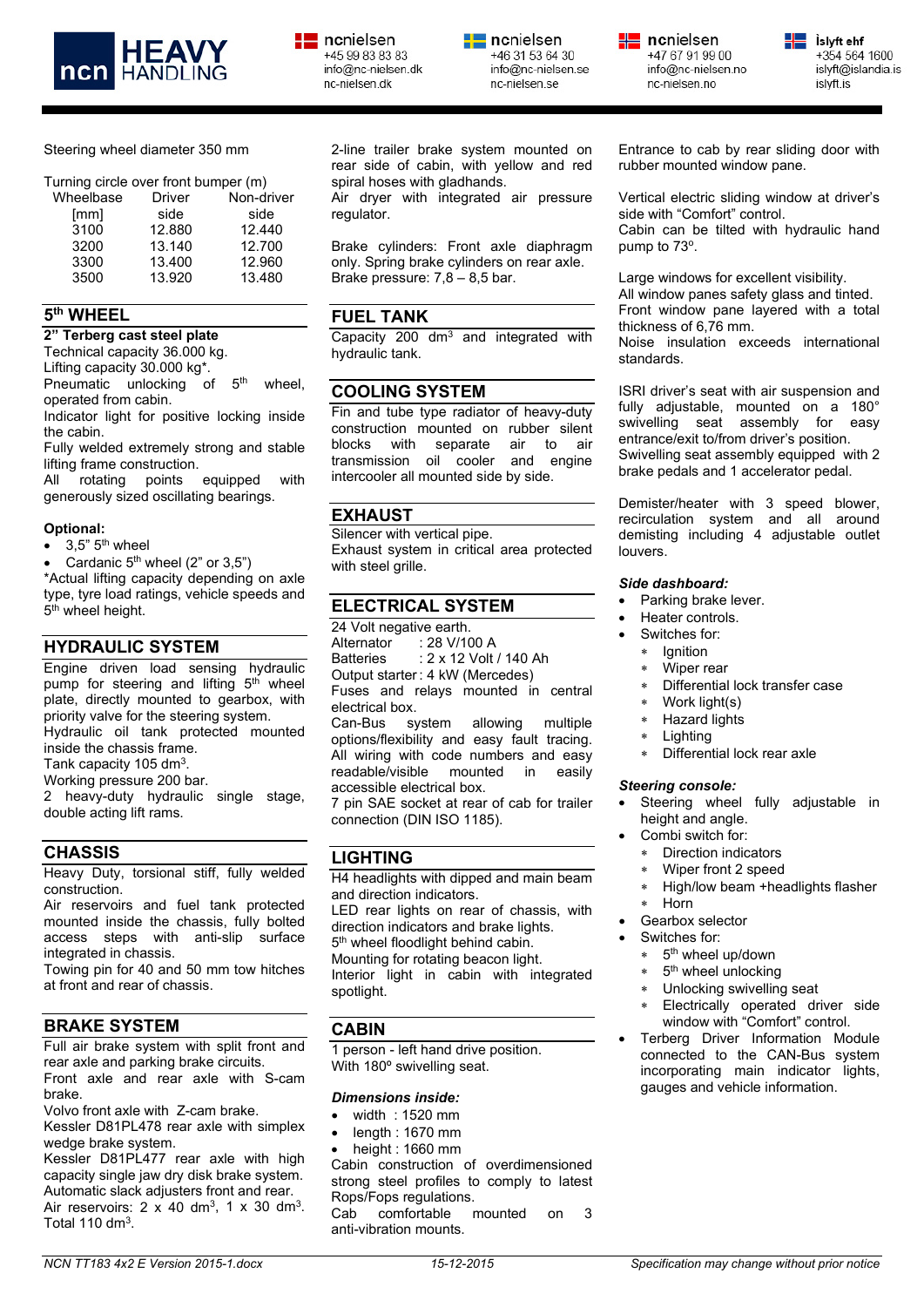Steering wheel diameter 350 mm

Turning circle over front bumper (m)

| Wheelbase [mm] | Driver side | Non-driver side |
|---|---|---|
| 3100 | 12.880 | 12.440 |
| 3200 | 13.140 | 12.700 |
| 3300 | 13.400 | 12.960 |
| 3500 | 13.920 | 13.480 |

## 5th WHEEL

**2" Terberg cast steel plate**
Technical capacity 36.000 kg.
Lifting capacity 30.000 kg*.
Pneumatic unlocking of 5th wheel, operated from cabin.
Indicator light for positive locking inside the cabin.
Fully welded extremely strong and stable lifting frame construction.
All rotating points equipped with generously sized oscillating bearings.

**Optional:**

- 3,5" 5th wheel
- Cardanic 5th wheel (2" or 3,5")

*Actual lifting capacity depending on axle type, tyre load ratings, vehicle speeds and 5th wheel height.

## HYDRAULIC SYSTEM

Engine driven load sensing hydraulic pump for steering and lifting 5th wheel plate, directly mounted to gearbox, with priority valve for the steering system.
Hydraulic oil tank protected mounted inside the chassis frame.
Tank capacity 105 dm$^3$.
Working pressure 200 bar.
2 heavy-duty hydraulic single stage, double acting lift rams.

## CHASSIS

Heavy Duty, torsional stiff, fully welded construction.
Air reservoirs and fuel tank protected mounted inside the chassis, fully bolted access steps with anti-slip surface integrated in chassis.
Towing pin for 40 and 50 mm tow hitches at front and rear of chassis.

## BRAKE SYSTEM

Full air brake system with split front and rear axle and parking brake circuits.
Front axle and rear axle with S-cam brake.
Volvo front axle with Z-cam brake.
Kessler D81PL478 rear axle with simplex wedge brake system.
Kessler D81PL477 rear axle with high capacity single jaw dry disk brake system.
Automatic slack adjusters front and rear.
Air reservoirs: 2 x 40 dm$^3$, 1 x 30 dm$^3$. Total 110 dm$^3$.

2-line trailer brake system mounted on rear side of cabin, with yellow and red spiral hoses with gladhands.
Air dryer with integrated air pressure regulator.

Brake cylinders: Front axle diaphragm only. Spring brake cylinders on rear axle.
Brake pressure: 7,8 – 8,5 bar.

## FUEL TANK

Capacity 200 dm$^3$ and integrated with hydraulic tank.

## COOLING SYSTEM

Fin and tube type radiator of heavy-duty construction mounted on rubber silent blocks with separate air to air transmission oil cooler and engine intercooler all mounted side by side.

## EXHAUST

Silencer with vertical pipe.
Exhaust system in critical area protected with steel grille.

## ELECTRICAL SYSTEM

24 Volt negative earth.
Alternator : 28 V/100 A
Batteries : 2 x 12 Volt / 140 Ah
Output starter : 4 kW (Mercedes)
Fuses and relays mounted in central electrical box.
Can-Bus system allowing multiple options/flexibility and easy fault tracing.
All wiring with code numbers and easy readable/visible mounted in easily accessible electrical box.
7 pin SAE socket at rear of cab for trailer connection (DIN ISO 1185).

## LIGHTING

H4 headlights with dipped and main beam and direction indicators.
LED rear lights on rear of chassis, with direction indicators and brake lights.
5th wheel floodlight behind cabin.
Mounting for rotating beacon light.
Interior light in cabin with integrated spotlight.

## CABIN

1 person - left hand drive position.
With 180º swivelling seat.

***Dimensions inside:***

- width : 1520 mm
- length : 1670 mm
- height : 1660 mm

Cabin construction of overdimensioned strong steel profiles to comply to latest Rops/Fops regulations.
Cab comfortable mounted on 3 anti-vibration mounts.

Entrance to cab by rear sliding door with rubber mounted window pane.

Vertical electric sliding window at driver's side with "Comfort" control.
Cabin can be tilted with hydraulic hand pump to 73º.

Large windows for excellent visibility.
All window panes safety glass and tinted.
Front window pane layered with a total thickness of 6,76 mm.
Noise insulation exceeds international standards.

ISRI driver's seat with air suspension and fully adjustable, mounted on a 180° swivelling seat assembly for easy entrance/exit to/from driver's position.
Swivelling seat assembly equipped with 2 brake pedals and 1 accelerator pedal.

Demister/heater with 3 speed blower, recirculation system and all around demisting including 4 adjustable outlet louvers.

***Side dashboard:***

- Parking brake lever.
- Heater controls.
- Switches for:
  - Ignition
  - Wiper rear
  - Differential lock transfer case
  - Work light(s)
  - Hazard lights
  - Lighting
  - Differential lock rear axle

***Steering console:***

- Steering wheel fully adjustable in height and angle.
- Combi switch for:
  - Direction indicators
  - Wiper front 2 speed
  - High/low beam +headlights flasher
  - Horn
- Gearbox selector
- Switches for:
  - 5th wheel up/down
  - 5th wheel unlocking
  - Unlocking swivelling seat
  - Electrically operated driver side window with "Comfort" control.
- Terberg Driver Information Module connected to the CAN-Bus system incorporating main indicator lights, gauges and vehicle information.